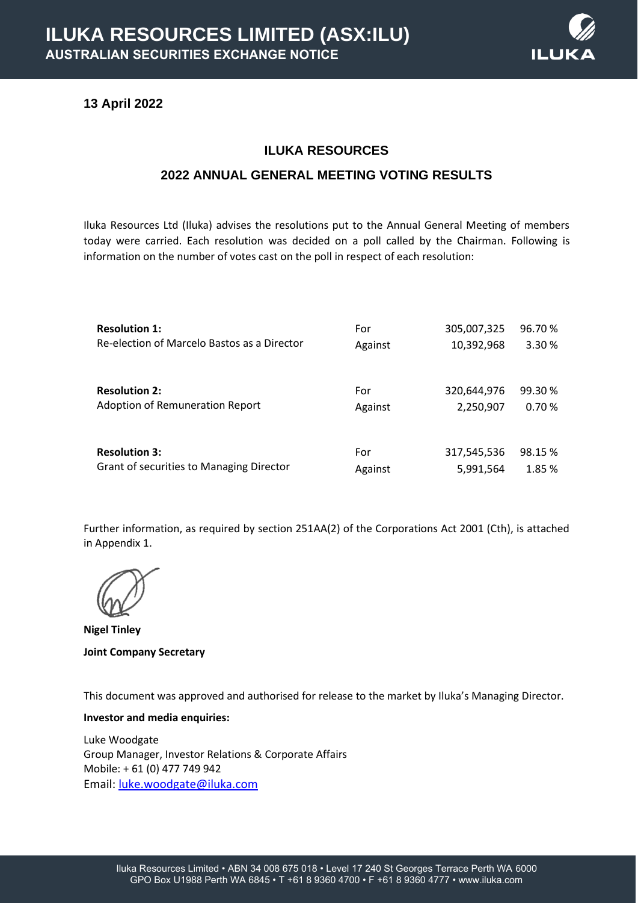# ILUKA RESOURCES LIMITED (ASX:ILU)

**AUSTRALIAN SECURITIES EXCHANGE NOTICE**

**13 April 2022**

## ILUKA RESOURCES

## 2022 ANNUAL GENERAL MEETING VOTING RESULTS

Iluka Resources Ltd (Iluka) advises the resolutions put to the Annual General Meeting of members today were carried. Each resolution was decided on a poll called by the Chairman. Following is information on the number of votes cast on the poll in respect of each resolution:

| Resolution | | Votes | % |
|---|---|---|---|
| **Resolution 1:** Re-election of Marcelo Bastos as a Director | For | 305,007,325 | 96.70 % |
| | Against | 10,392,968 | 3.30 % |
| **Resolution 2:** Adoption of Remuneration Report | For | 320,644,976 | 99.30 % |
| | Against | 2,250,907 | 0.70 % |
| **Resolution 3:** Grant of securities to Managing Director | For | 317,545,536 | 98.15 % |
| | Against | 5,991,564 | 1.85 % |

Further information, as required by section 251AA(2) of the Corporations Act 2001 (Cth), is attached in Appendix 1.

**Nigel Tinley**

**Joint Company Secretary**

This document was approved and authorised for release to the market by Iluka's Managing Director.

**Investor and media enquiries:**

Luke Woodgate
Group Manager, Investor Relations & Corporate Affairs
Mobile: + 61 (0) 477 749 942
Email: luke.woodgate@iluka.com

Iluka Resources Limited • ABN 34 008 675 018 • Level 17 240 St Georges Terrace Perth WA 6000
GPO Box U1988 Perth WA 6845 • T +61 8 9360 4700 • F +61 8 9360 4777 • www.iluka.com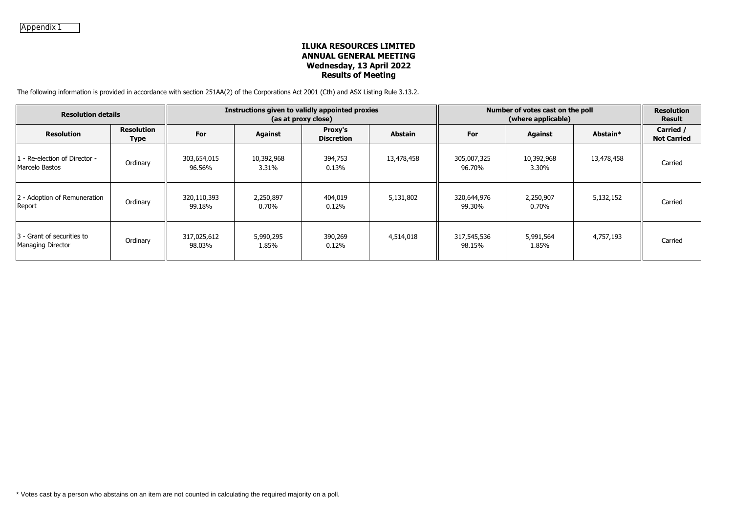Appendix 1

**ILUKA RESOURCES LIMITED**
**ANNUAL GENERAL MEETING**
**Wednesday, 13 April 2022**
**Results of Meeting**

The following information is provided in accordance with section 251AA(2) of the Corporations Act 2001 (Cth) and ASX Listing Rule 3.13.2.

| Resolution details | | Instructions given to validly appointed proxies (as at proxy close) | | | | Number of votes cast on the poll (where applicable) | | | Resolution Result |
|---|---|---|---|---|---|---|---|---|---|
| **Resolution** | **Resolution Type** | **For** | **Against** | **Proxy's Discretion** | **Abstain** | **For** | **Against** | **Abstain*** | **Carried / Not Carried** |
| 1 - Re-election of Director - Marcelo Bastos | Ordinary | 303,654,015 96.56% | 10,392,968 3.31% | 394,753 0.13% | 13,478,458 | 305,007,325 96.70% | 10,392,968 3.30% | 13,478,458 | Carried |
| 2 - Adoption of Remuneration Report | Ordinary | 320,110,393 99.18% | 2,250,897 0.70% | 404,019 0.12% | 5,131,802 | 320,644,976 99.30% | 2,250,907 0.70% | 5,132,152 | Carried |
| 3 - Grant of securities to Managing Director | Ordinary | 317,025,612 98.03% | 5,990,295 1.85% | 390,269 0.12% | 4,514,018 | 317,545,536 98.15% | 5,991,564 1.85% | 4,757,193 | Carried |

\* Votes cast by a person who abstains on an item are not counted in calculating the required majority on a poll.